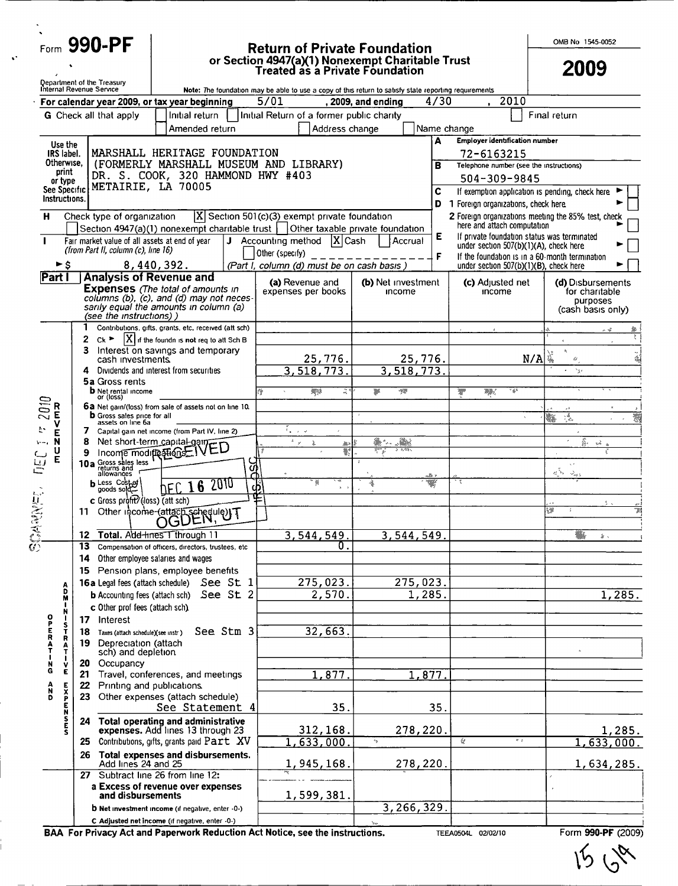Form **990-PF**

Department of the Treasury
Internal Revenue Service

# Return of Private Foundation
## or Section 4947(a)(1) Nonexempt Charitable Trust Treated as a Private Foundation

Note: The foundation may be able to use a copy of this return to satisfy state reporting requirements

OMB No 1545-0052

**2009**

For calendar year 2009, or tax year beginning 5/01, 2009, and ending 4/30, 2010

G Check all that apply [ ] Initial return [ ] Initial Return of a former public charity [ ] Final return [ ] Amended return [ ] Address change [ ] Name change

Use the IRS label. Otherwise, print or type. See Specific Instructions.

MARSHALL HERITAGE FOUNDATION
(FORMERLY MARSHALL MUSEUM AND LIBRARY)
DR. S. COOK, 320 HAMMOND HWY #403
METAIRIE, LA 70005

A Employer identification number: 72-6163215

B Telephone number (see the instructions): 504-309-9845

C If exemption application is pending, check here [ ]

D 1 Foreign organizations, check here [ ]

2 Foreign organizations meeting the 85% test, check here and attach computation [ ]

E If private foundation status was terminated under section 507(b)(1)(A), check here [ ]

F If the foundation is in a 60-month termination under section 507(b)(1)(B), check here [ ]

H Check type of organization [X] Section 501(c)(3) exempt private foundation [ ] Section 4947(a)(1) nonexempt charitable trust [ ] Other taxable private foundation

I Fair market value of all assets at end of year (from Part II, column (c), line 16) ► $ 8,440,392.

J Accounting method [X] Cash [ ] Accrual [ ] Other (specify) ________ (Part I, column (d) must be on cash basis)

**Part I — Analysis of Revenue and Expenses** *(The total of amounts in columns (b), (c), and (d) may not necessarily equal the amounts in column (a) (see the instructions).)*

| | Line | (a) Revenue and expenses per books | (b) Net investment income | (c) Adjusted net income | (d) Disbursements for charitable purposes (cash basis only) |
|---|---|---|---|---|---|
| REVENUE | 1 Contributions, gifts, grants, etc, received (att sch) | | | | |
| | 2 Ck ► [X] if the foundn is not req to att Sch B | | | | |
| | 3 Interest on savings and temporary cash investments | 25,776. | 25,776. | N/A | |
| | 4 Dividends and interest from securities | 3,518,773. | 3,518,773. | | |
| | 5a Gross rents | | | | |
| | b Net rental income or (loss) | | | | |
| | 6a Net gain/(loss) from sale of assets not on line 10 | | | | |
| | b Gross sales price for all assets on line 6a | | | | |
| | 7 Capital gain net income (from Part IV, line 2) | | | | |
| | 8 Net short-term capital gain | | | | |
| | 9 Income modifications | | | | |
| | 10a Gross sales less returns and allowances | | | | |
| | b Less Cost of goods sold | | | | |
| | c Gross profit/(loss) (att sch) | | | | |
| | 11 Other income (attach schedule) | | | | |
| | 12 **Total.** Add lines 1 through 11 | 3,544,549. | 3,544,549. | | |
| OPERATING AND ADMINISTRATIVE EXPENSES | 13 Compensation of officers, directors, trustees, etc | 0. | | | |
| | 14 Other employee salaries and wages | | | | |
| | 15 Pension plans, employee benefits | | | | |
| | 16a Legal fees (attach schedule) See St 1 | 275,023. | 275,023. | | |
| | b Accounting fees (attach sch) See St 2 | 2,570. | 1,285. | | 1,285. |
| | c Other prof fees (attach sch) | | | | |
| | 17 Interest | | | | |
| | 18 Taxes (attach schedule)(see instr) See Stm 3 | 32,663. | | | |
| | 19 Depreciation (attach sch) and depletion | | | | |
| | 20 Occupancy | | | | |
| | 21 Travel, conferences, and meetings | 1,877. | 1,877. | | |
| | 22 Printing and publications | | | | |
| | 23 Other expenses (attach schedule) See Statement 4 | 35. | 35. | | |
| | 24 **Total operating and administrative expenses.** Add lines 13 through 23 | 312,168. | 278,220. | | 1,285. |
| | 25 Contributions, gifts, grants paid Part XV | 1,633,000. | | | 1,633,000. |
| | 26 **Total expenses and disbursements.** Add lines 24 and 25 | 1,945,168. | 278,220. | | 1,634,285. |
| | 27 Subtract line 26 from line 12: | | | | |
| | a **Excess of revenue over expenses and disbursements** | 1,599,381. | | | |
| | b **Net investment income** (if negative, enter -0-) | | 3,266,329. | | |
| | c **Adjusted net income** (if negative, enter -0-) | | | | |

RECEIVED DEC 16 2010 OGDEN, UT

SCANNED DEC 17 2010

BAA For Privacy Act and Paperwork Reduction Act Notice, see the instructions. TEEA0504L 02/02/10 Form **990-PF** (2009)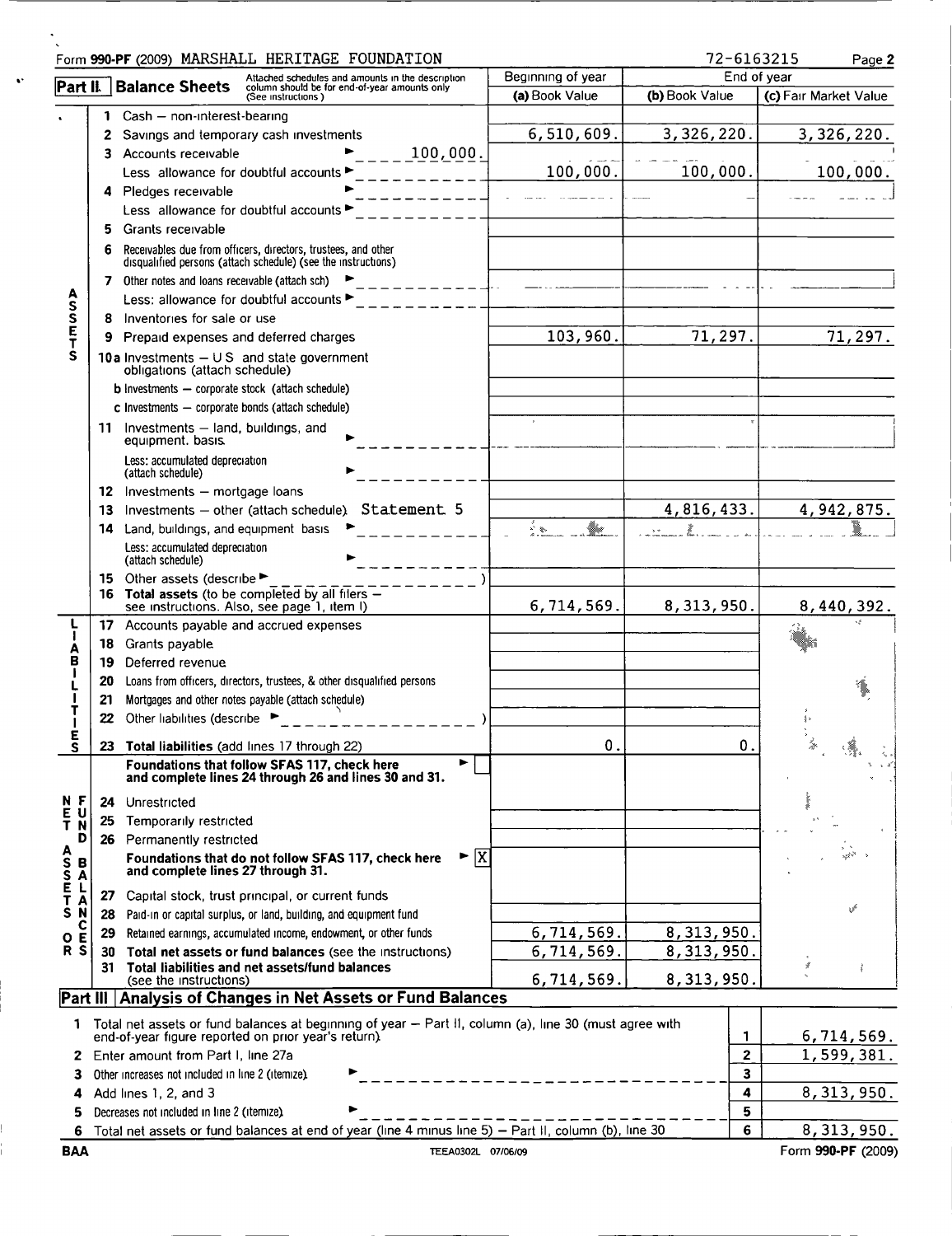Form 990-PF (2009) MARSHALL HERITAGE FOUNDATION 72-6163215

## Part II Balance Sheets

Attached schedules and amounts in the description column should be for end-of-year amounts only (See instructions)

| | | Beginning of year (a) Book Value | End of year (b) Book Value | End of year (c) Fair Market Value |
|---|---|---|---|---|
| **ASSETS** | | | | |
| 1 | Cash — non-interest-bearing | | | |
| 2 | Savings and temporary cash investments | 6,510,609. | 3,326,220. | 3,326,220. |
| 3 | Accounts receivable ► 100,000. | | | |
| | Less allowance for doubtful accounts ► | 100,000. | 100,000. | 100,000. |
| 4 | Pledges receivable ► | | | |
| | Less allowance for doubtful accounts ► | | | |
| 5 | Grants receivable | | | |
| 6 | Receivables due from officers, directors, trustees, and other disqualified persons (attach schedule) (see the instructions) | | | |
| 7 | Other notes and loans receivable (attach sch) ► | | | |
| | Less: allowance for doubtful accounts ► | | | |
| 8 | Inventories for sale or use | | | |
| 9 | Prepaid expenses and deferred charges | 103,960. | 71,297. | 71,297. |
| 10a | Investments — U S and state government obligations (attach schedule) | | | |
| b | Investments — corporate stock (attach schedule) | | | |
| c | Investments — corporate bonds (attach schedule) | | | |
| 11 | Investments — land, buildings, and equipment: basis ► | | | |
| | Less: accumulated depreciation (attach schedule) ► | | | |
| 12 | Investments — mortgage loans | | | |
| 13 | Investments — other (attach schedule) Statement 5 | | 4,816,433. | 4,942,875. |
| 14 | Land, buildings, and equipment basis ► | | | |
| | Less: accumulated depreciation (attach schedule) ► | | | |
| 15 | Other assets (describe ► ) | | | |
| 16 | Total assets (to be completed by all filers — see instructions. Also, see page 1, item I) | 6,714,569. | 8,313,950. | 8,440,392. |
| **LIABILITIES** | | | | |
| 17 | Accounts payable and accrued expenses | | | |
| 18 | Grants payable | | | |
| 19 | Deferred revenue | | | |
| 20 | Loans from officers, directors, trustees, & other disqualified persons | | | |
| 21 | Mortgages and other notes payable (attach schedule) | | | |
| 22 | Other liabilities (describe ► ) | | | |
| 23 | Total liabilities (add lines 17 through 22) | 0. | 0. | |
| **NET ASSETS OR FUND BALANCES** | Foundations that follow SFAS 117, check here ► [ ] and complete lines 24 through 26 and lines 30 and 31. | | | |
| 24 | Unrestricted | | | |
| 25 | Temporarily restricted | | | |
| 26 | Permanently restricted | | | |
| | Foundations that do not follow SFAS 117, check here ► [X] and complete lines 27 through 31. | | | |
| 27 | Capital stock, trust principal, or current funds | | | |
| 28 | Paid-in or capital surplus, or land, building, and equipment fund | | | |
| 29 | Retained earnings, accumulated income, endowment, or other funds | 6,714,569. | 8,313,950. | |
| 30 | Total net assets or fund balances (see the instructions) | 6,714,569. | 8,313,950. | |
| 31 | Total liabilities and net assets/fund balances (see the instructions) | 6,714,569. | 8,313,950. | |

## Part III Analysis of Changes in Net Assets or Fund Balances

| | | | |
|---|---|---|---|
| 1 | Total net assets or fund balances at beginning of year — Part II, column (a), line 30 (must agree with end-of-year figure reported on prior year's return) | 1 | 6,714,569. |
| 2 | Enter amount from Part I, line 27a | 2 | 1,599,381. |
| 3 | Other increases not included in line 2 (itemize) ► | 3 | |
| 4 | Add lines 1, 2, and 3 | 4 | 8,313,950. |
| 5 | Decreases not included in line 2 (itemize) ► | 5 | |
| 6 | Total net assets or fund balances at end of year (line 4 minus line 5) — Part II, column (b), line 30 | 6 | 8,313,950. |

BAA TEEA0302L 07/06/09 Form 990-PF (2009)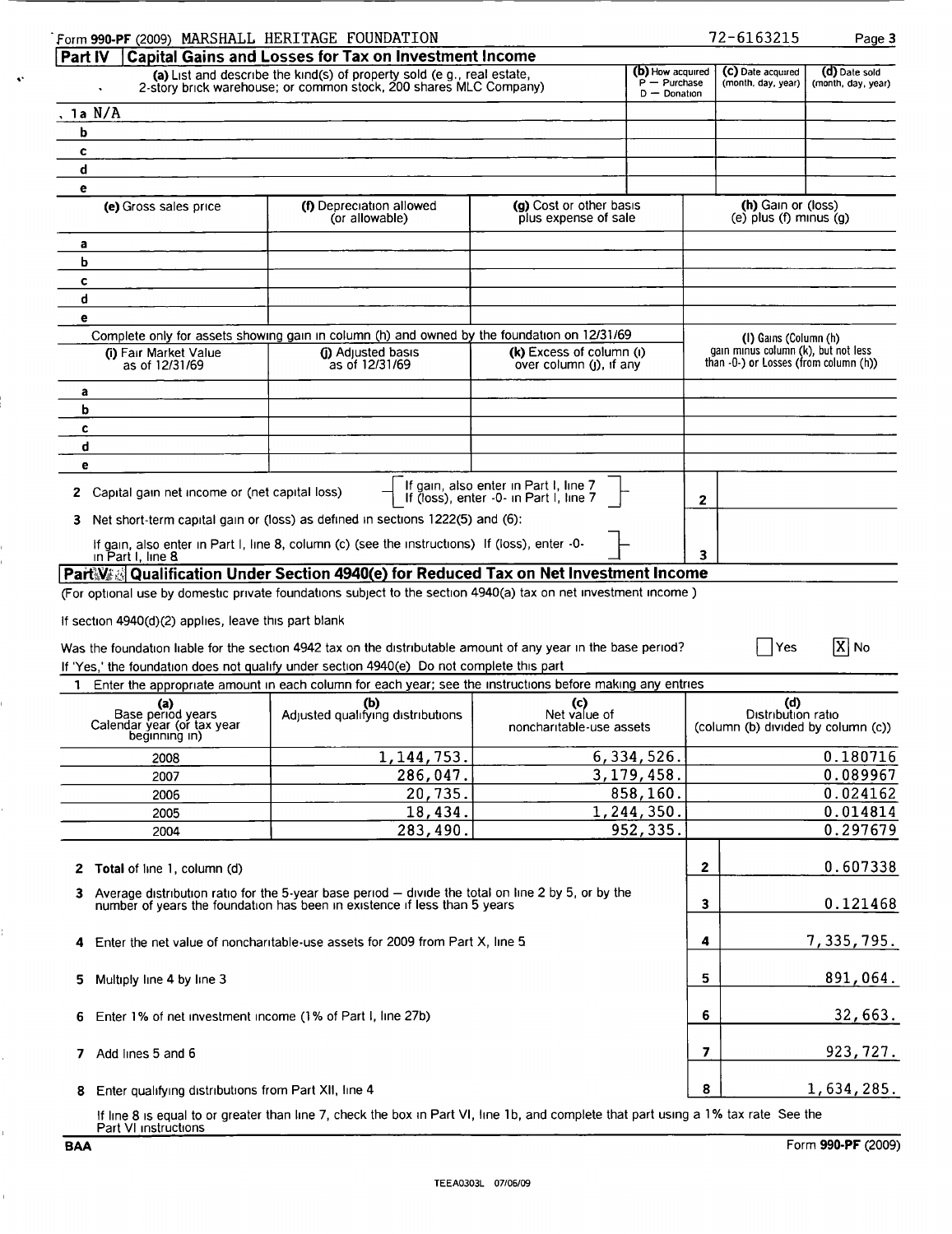Form **990-PF** (2009) MARSHALL HERITAGE FOUNDATION 72-6163215 Page **3**

## Part IV Capital Gains and Losses for Tax on Investment Income

| | (a) List and describe the kind(s) of property sold (e g., real estate, 2-story brick warehouse; or common stock, 200 shares MLC Company) | (b) How acquired P — Purchase D — Donation | (c) Date acquired (month, day, year) | (d) Date sold (month, day, year) |
|---|---|---|---|---|
| 1a | N/A | | | |
| b | | | | |
| c | | | | |
| d | | | | |
| e | | | | |

| | (e) Gross sales price | (f) Depreciation allowed (or allowable) | (g) Cost or other basis plus expense of sale | (h) Gain or (loss) (e) plus (f) minus (g) |
|---|---|---|---|---|
| a | | | | |
| b | | | | |
| c | | | | |
| d | | | | |
| e | | | | |

Complete only for assets showing gain in column (h) and owned by the foundation on 12/31/69

| | (i) Fair Market Value as of 12/31/69 | (j) Adjusted basis as of 12/31/69 | (k) Excess of column (i) over column (j), if any | (l) Gains (Column (h) gain minus column (k), but not less than -0-) or Losses (from column (h)) |
|---|---|---|---|---|
| a | | | | |
| b | | | | |
| c | | | | |
| d | | | | |
| e | | | | |

**2** Capital gain net income or (net capital loss) — If gain, also enter in Part I, line 7; If (loss), enter -0- in Part I, line 7 — **2**

**3** Net short-term capital gain or (loss) as defined in sections 1222(5) and (6):

If gain, also enter in Part I, line 8, column (c) (see the instructions) If (loss), enter -0- in Part I, line 8 — **3**

## Part V Qualification Under Section 4940(e) for Reduced Tax on Net Investment Income

(For optional use by domestic private foundations subject to the section 4940(a) tax on net investment income )

If section 4940(d)(2) applies, leave this part blank

Was the foundation liable for the section 4942 tax on the distributable amount of any year in the base period? [ ] Yes [X] No

If 'Yes,' the foundation does not qualify under section 4940(e) Do not complete this part

**1** Enter the appropriate amount in each column for each year; see the instructions before making any entries

| (a) Base period years Calendar year (or tax year beginning in) | (b) Adjusted qualifying distributions | (c) Net value of noncharitable-use assets | (d) Distribution ratio (column (b) divided by column (c)) |
|---|---|---|---|
| 2008 | 1,144,753. | 6,334,526. | 0.180716 |
| 2007 | 286,047. | 3,179,458. | 0.089967 |
| 2006 | 20,735. | 858,160. | 0.024162 |
| 2005 | 18,434. | 1,244,350. | 0.014814 |
| 2004 | 283,490. | 952,335. | 0.297679 |

| | | | |
|---|---|---|---|
| **2** | **Total** of line 1, column (d) | 2 | 0.607338 |
| **3** | Average distribution ratio for the 5-year base period — divide the total on line 2 by 5, or by the number of years the foundation has been in existence if less than 5 years | 3 | 0.121468 |
| **4** | Enter the net value of noncharitable-use assets for 2009 from Part X, line 5 | 4 | 7,335,795. |
| **5** | Multiply line 4 by line 3 | 5 | 891,064. |
| **6** | Enter 1% of net investment income (1% of Part I, line 27b) | 6 | 32,663. |
| **7** | Add lines 5 and 6 | 7 | 923,727. |
| **8** | Enter qualifying distributions from Part XII, line 4 | 8 | 1,634,285. |

If line 8 is equal to or greater than line 7, check the box in Part VI, line 1b, and complete that part using a 1% tax rate See the Part VI instructions

BAA Form **990-PF** (2009)

TEEA0303L 07/06/09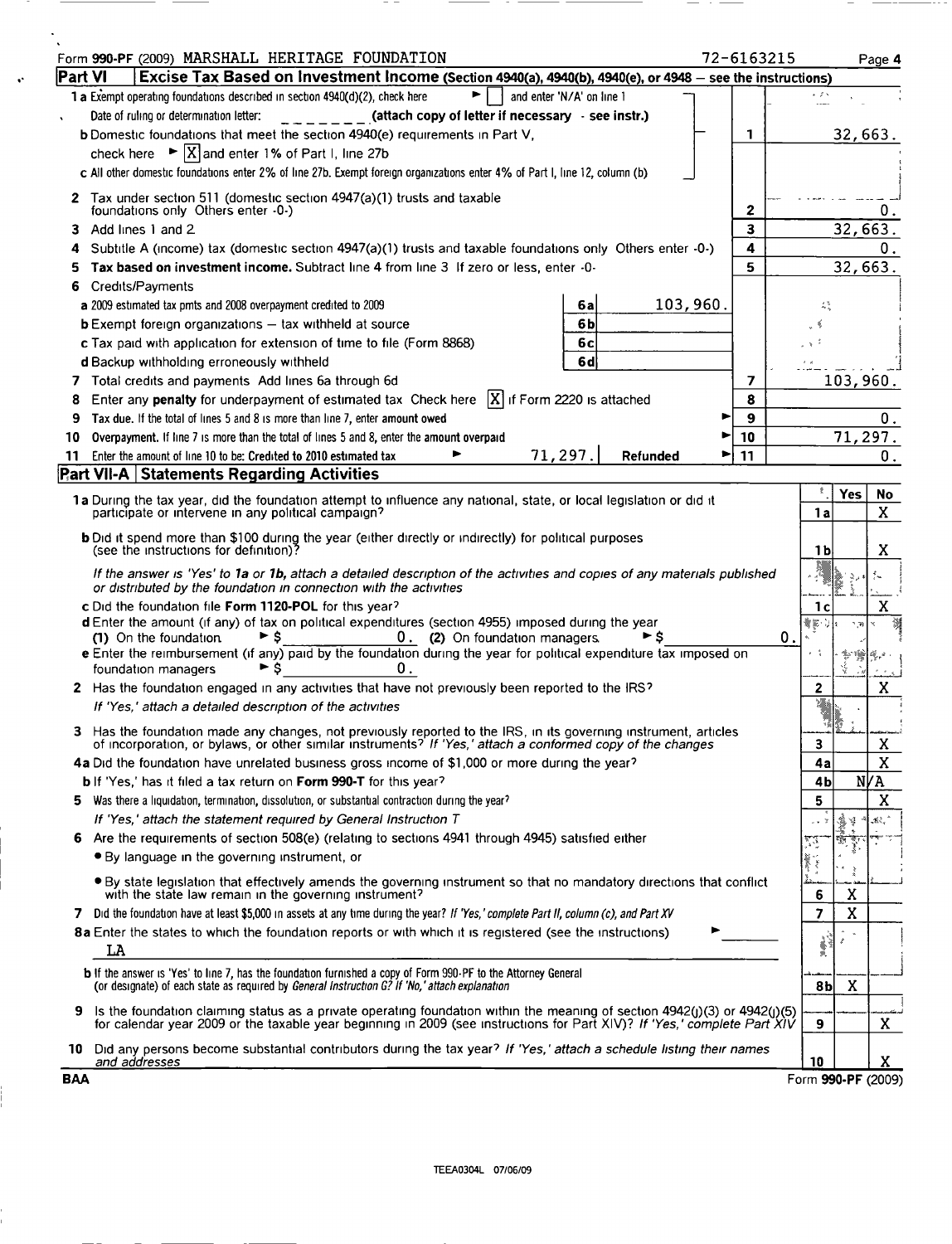Form **990-PF** (2009) MARSHALL HERITAGE FOUNDATION 72-6163215 Page **4**

## Part VI — Excise Tax Based on Investment Income (Section 4940(a), 4940(b), 4940(e), or 4948 – see the instructions)

| | | | |
|---|---|---|---|
| **1a** Exempt operating foundations described in section 4940(d)(2), check here ► [ ] and enter 'N/A' on line 1. Date of ruling or determination letter: _______ **(attach copy of letter if necessary - see instr.)** | | | |
| **b** Domestic foundations that meet the section 4940(e) requirements in Part V, check here ► [X] and enter 1% of Part I, line 27b | | 1 | 32,663. |
| **c** All other domestic foundations enter 2% of line 27b. Exempt foreign organizations enter 4% of Part I, line 12, column (b) | | | |
| **2** Tax under section 511 (domestic section 4947(a)(1) trusts and taxable foundations only. Others enter -0-) | | 2 | 0. |
| **3** Add lines 1 and 2 | | 3 | 32,663. |
| **4** Subtitle A (income) tax (domestic section 4947(a)(1) trusts and taxable foundations only. Others enter -0-) | | 4 | 0. |
| **5** **Tax based on investment income.** Subtract line 4 from line 3. If zero or less, enter -0- | | 5 | 32,663. |
| **6** Credits/Payments | | | |
| **a** 2009 estimated tax pmts and 2008 overpayment credited to 2009 | 6a 103,960. | | |
| **b** Exempt foreign organizations – tax withheld at source | 6b | | |
| **c** Tax paid with application for extension of time to file (Form 8868) | 6c | | |
| **d** Backup withholding erroneously withheld | 6d | | |
| **7** Total credits and payments. Add lines 6a through 6d | | 7 | 103,960. |
| **8** Enter any **penalty** for underpayment of estimated tax. Check here [X] if Form 2220 is attached | | 8 | |
| **9** **Tax due.** If the total of lines 5 and 8 is more than line 7, enter **amount owed** | ► | 9 | 0. |
| **10** **Overpayment.** If line 7 is more than the total of lines 5 and 8, enter the **amount overpaid** | ► | 10 | 71,297. |
| **11** Enter the amount of line 10 to be: **Credited to 2010 estimated tax** ► 71,297. | **Refunded** ► | 11 | 0. |

## Part VII-A — Statements Regarding Activities

| | | Yes | No |
|---|---|---|---|
| **1a** During the tax year, did the foundation attempt to influence any national, state, or local legislation or did it participate or intervene in any political campaign? | 1a | | X |
| **b** Did it spend more than $100 during the year (either directly or indirectly) for political purposes (see the instructions for definition)? | 1b | | X |
| *If the answer is 'Yes' to **1a** or **1b**, attach a detailed description of the activities and copies of any materials published or distributed by the foundation in connection with the activities* | | | |
| **c** Did the foundation file **Form 1120-POL** for this year? | 1c | | X |
| **d** Enter the amount (if any) of tax on political expenditures (section 4955) imposed during the year. (1) On the foundation ► $ 0. (2) On foundation managers ► $ 0. | | | |
| **e** Enter the reimbursement (if any) paid by the foundation during the year for political expenditure tax imposed on foundation managers ► $ 0. | | | |
| **2** Has the foundation engaged in any activities that have not previously been reported to the IRS? *If 'Yes,' attach a detailed description of the activities* | 2 | | X |
| **3** Has the foundation made any changes, not previously reported to the IRS, in its governing instrument, articles of incorporation, or bylaws, or other similar instruments? *If 'Yes,' attach a conformed copy of the changes* | 3 | | X |
| **4a** Did the foundation have unrelated business gross income of $1,000 or more during the year? | 4a | | X |
| **b** If 'Yes,' has it filed a tax return on **Form 990-T** for this year? | 4b | N/A | |
| **5** Was there a liquidation, termination, dissolution, or substantial contraction during the year? *If 'Yes,' attach the statement required by General Instruction T* | 5 | | X |
| **6** Are the requirements of section 508(e) (relating to sections 4941 through 4945) satisfied either: • By language in the governing instrument, or • By state legislation that effectively amends the governing instrument so that no mandatory directions that conflict with the state law remain in the governing instrument? | 6 | X | |
| **7** Did the foundation have at least $5,000 in assets at any time during the year? *If 'Yes,' complete Part II, column (c), and Part XV* | 7 | X | |
| **8a** Enter the states to which the foundation reports or with which it is registered (see the instructions) ► LA | | | |
| **b** If the answer is 'Yes' to line 7, has the foundation furnished a copy of Form 990-PF to the Attorney General (or designate) of each state as required by *General Instruction G? If 'No,' attach explanation* | 8b | X | |
| **9** Is the foundation claiming status as a private operating foundation within the meaning of section 4942(j)(3) or 4942(j)(5) for calendar year 2009 or the taxable year beginning in 2009 (see instructions for Part XIV)? *If 'Yes,' complete Part XIV* | 9 | | X |
| **10** Did any persons become substantial contributors during the tax year? *If 'Yes,' attach a schedule listing their names and addresses* | 10 | | X |

BAA Form **990-PF** (2009)

TEEA0304L 07/06/09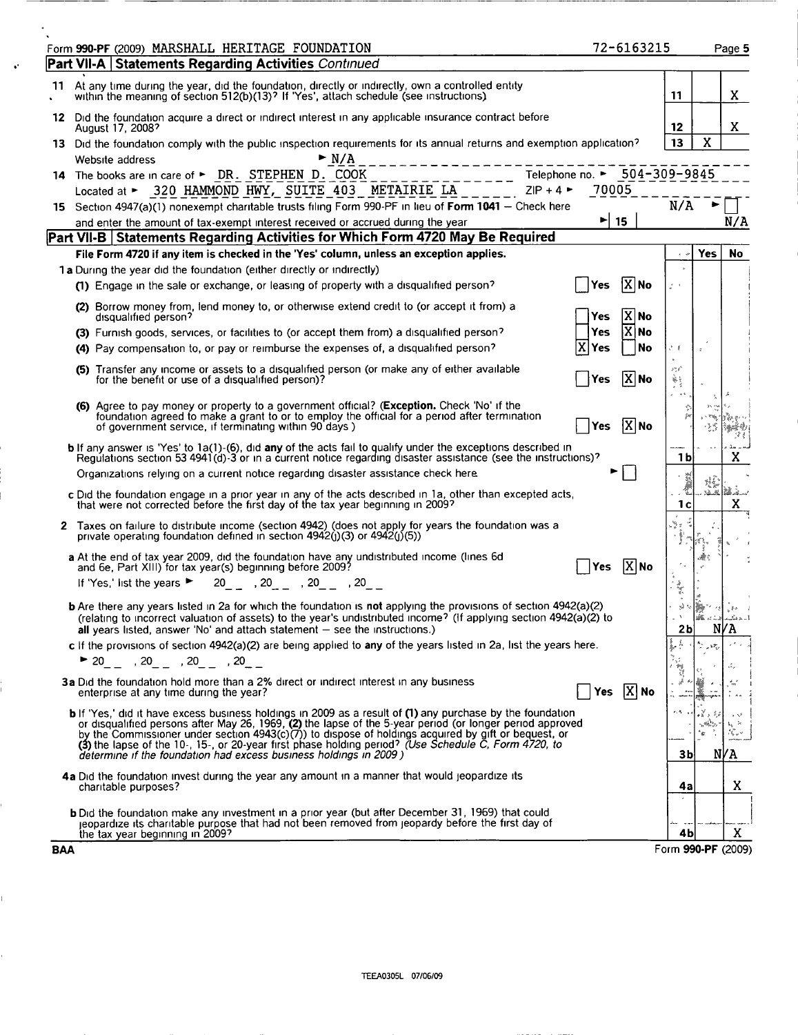Form **990-PF** (2009) MARSHALL HERITAGE FOUNDATION 72-6163215 Page **5**

## Part VII-A | Statements Regarding Activities *Continued*

| | | | Yes | No |
|---|---|---|---|---|
| **11** | At any time during the year, did the foundation, directly or indirectly, own a controlled entity within the meaning of section 512(b)(13)? If 'Yes', attach schedule (see instructions) | **11** | | X |
| **12** | Did the foundation acquire a direct or indirect interest in any applicable insurance contract before August 17, 2008? | **12** | | X |
| **13** | Did the foundation comply with the public inspection requirements for its annual returns and exemption application? | **13** | X | |

Website address ► N/A

**14** The books are in care of ► DR. STEPHEN D. COOK Telephone no. ► 504-309-9845

Located at ► 320 HAMMOND HWY, SUITE 403 METAIRIE LA ZIP + 4 ► 70005

**15** Section 4947(a)(1) nonexempt charitable trusts filing Form 990-PF in lieu of **Form 1041** — Check here N/A ► ☐

and enter the amount of tax-exempt interest received or accrued during the year ► **15** N/A

## Part VII-B | Statements Regarding Activities for Which Form 4720 May Be Required

**File Form 4720 if any item is checked in the 'Yes' column, unless an exception applies.**

| | | | Yes | No |
|---|---|---|---|---|
| **1a** During the year did the foundation (either directly or indirectly) | | | | |
| (1) Engage in the sale or exchange, or leasing of property with a disqualified person? | ☐ Yes [X] No | | | |
| (2) Borrow money from, lend money to, or otherwise extend credit to (or accept it from) a disqualified person? | ☐ Yes [X] No | | | |
| (3) Furnish goods, services, or facilities to (or accept them from) a disqualified person? | ☐ Yes [X] No | | | |
| (4) Pay compensation to, or pay or reimburse the expenses of, a disqualified person? | [X] Yes ☐ No | | | |
| (5) Transfer any income or assets to a disqualified person (or make any of either available for the benefit or use of a disqualified person)? | ☐ Yes [X] No | | | |
| (6) Agree to pay money or property to a government official? (**Exception.** Check 'No' if the foundation agreed to make a grant to or to employ the official for a period after termination of government service, if terminating within 90 days.) | ☐ Yes [X] No | | | |
| **b** If any answer is 'Yes' to 1a(1)-(6), did **any** of the acts fail to qualify under the exceptions described in Regulations section 53.4941(d)-3 or in a current notice regarding disaster assistance (see the instructions)? | | **1b** | | X |
| Organizations relying on a current notice regarding disaster assistance check here | ► ☐ | | | |
| **c** Did the foundation engage in a prior year in any of the acts described in 1a, other than excepted acts, that were not corrected before the first day of the tax year beginning in 2009? | | **1c** | | X |
| **2** Taxes on failure to distribute income (section 4942) (does not apply for years the foundation was a private operating foundation defined in section 4942(j)(3) or 4942(j)(5)) | | | | |
| **a** At the end of tax year 2009, did the foundation have any undistributed income (lines 6d and 6e, Part XIII) for tax year(s) beginning before 2009? If 'Yes,' list the years ► 20__ , 20__ , 20__ , 20__ | ☐ Yes [X] No | | | |
| **b** Are there any years listed in 2a for which the foundation is **not** applying the provisions of section 4942(a)(2) (relating to incorrect valuation of assets) to the year's undistributed income? (If applying section 4942(a)(2) to **all** years listed, answer 'No' and attach statement — see the instructions.) | | **2b** | | N/A |
| **c** If the provisions of section 4942(a)(2) are being applied to **any** of the years listed in 2a, list the years here. ► 20__ , 20__ , 20__ , 20__ | | | | |
| **3a** Did the foundation hold more than a 2% direct or indirect interest in any business enterprise at any time during the year? | ☐ Yes [X] No | | | |
| **b** If 'Yes,' did it have excess business holdings in 2009 as a result of **(1)** any purchase by the foundation or disqualified persons after May 26, 1969, **(2)** the lapse of the 5-year period (or longer period approved by the Commissioner under section 4943(c)(7)) to dispose of holdings acquired by gift or bequest, or **(3)** the lapse of the 10-, 15-, or 20-year first phase holding period? *(Use Schedule C, Form 4720, to determine if the foundation had excess business holdings in 2009.)* | | **3b** | | N/A |
| **4a** Did the foundation invest during the year any amount in a manner that would jeopardize its charitable purposes? | | **4a** | | X |
| **b** Did the foundation make any investment in a prior year (but after December 31, 1969) that could jeopardize its charitable purpose that had not been removed from jeopardy before the first day of the tax year beginning in 2009? | | **4b** | | X |

BAA Form **990-PF** (2009)

TEEA0305L 07/06/09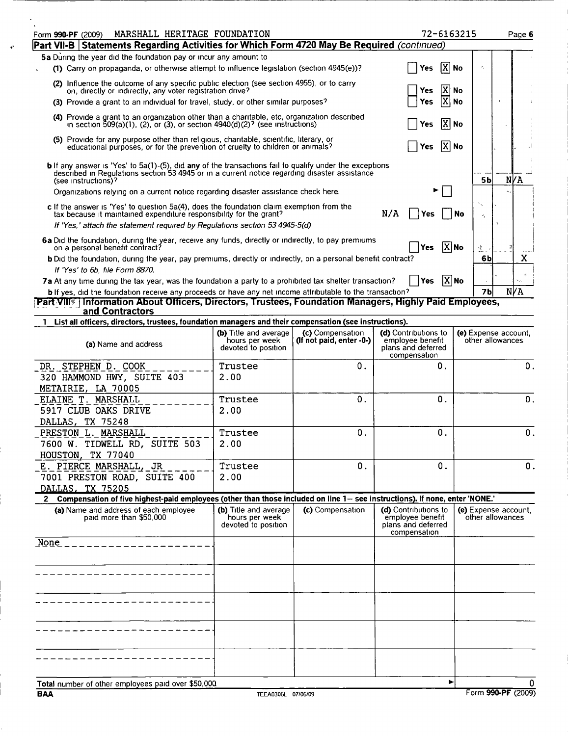Form 990-PF (2009) MARSHALL HERITAGE FOUNDATION 72-6163215

## Part VII-B Statements Regarding Activities for Which Form 4720 May Be Required *(continued)*

**5a** During the year did the foundation pay or incur any amount to

(1) Carry on propaganda, or otherwise attempt to influence legislation (section 4945(e))? Yes [X] No

(2) Influence the outcome of any specific public election (see section 4955), or to carry on, directly or indirectly, any voter registration drive? Yes [X] No

(3) Provide a grant to an individual for travel, study, or other similar purposes? Yes [X] No

(4) Provide a grant to an organization other than a charitable, etc, organization described in section 509(a)(1), (2), or (3), or section 4940(d)(2)? (see instructions) Yes [X] No

(5) Provide for any purpose other than religious, charitable, scientific, literary, or educational purposes, or for the prevention of cruelty to children or animals? Yes [X] No

**b** If any answer is 'Yes' to 5a(1)-(5), did **any** of the transactions fail to qualify under the exceptions described in Regulations section 53 4945 or in a current notice regarding disaster assistance (see instructions)? **5b** N/A

Organizations relying on a current notice regarding disaster assistance check here ► [ ]

**c** If the answer is 'Yes' to question 5a(4), does the foundation claim exemption from the tax because it maintained expenditure responsibility for the grant? N/A Yes No

*If 'Yes,' attach the statement required by Regulations section 53 4945-5(d)*

**6a** Did the foundation, during the year, receive any funds, directly or indirectly, to pay premiums on a personal benefit contract? Yes [X] No

**b** Did the foundation, during the year, pay premiums, directly or indirectly, on a personal benefit contract? **6b** X

*If 'Yes' to 6b, file Form 8870.*

**7a** At any time during the tax year, was the foundation a party to a prohibited tax shelter transaction? Yes [X] No

**b** If yes, did the foundation receive any proceeds or have any net income attributable to the transaction? **7b** N/A

## Part VIII Information About Officers, Directors, Trustees, Foundation Managers, Highly Paid Employees, and Contractors

**1 List all officers, directors, trustees, foundation managers and their compensation (see instructions).**

| (a) Name and address | (b) Title and average hours per week devoted to position | (c) Compensation (If not paid, enter -0-) | (d) Contributions to employee benefit plans and deferred compensation | (e) Expense account, other allowances |
|---|---|---|---|---|
| DR. STEPHEN D. COOK<br>320 HAMMOND HWY, SUITE 403<br>METAIRIE, LA 70005 | Trustee<br>2.00 | 0. | 0. | 0. |
| ELAINE T. MARSHALL<br>5917 CLUB OAKS DRIVE<br>DALLAS, TX 75248 | Trustee<br>2.00 | 0. | 0. | 0. |
| PRESTON L. MARSHALL<br>7600 W. TIDWELL RD, SUITE 503<br>HOUSTON, TX 77040 | Trustee<br>2.00 | 0. | 0. | 0. |
| E. PIERCE MARSHALL, JR<br>7001 PRESTON ROAD, SUITE 400<br>DALLAS, TX 75205 | Trustee<br>2.00 | 0. | 0. | 0. |

**2 Compensation of five highest-paid employees (other than those included on line 1— see instructions). If none, enter 'NONE.'**

| (a) Name and address of each employee paid more than $50,000 | (b) Title and average hours per week devoted to position | (c) Compensation | (d) Contributions to employee benefit plans and deferred compensation | (e) Expense account, other allowances |
|---|---|---|---|---|
| None | | | | |
| | | | | |
| | | | | |
| | | | | |
| | | | | |

**Total** number of other employees paid over $50,000 ► 0

BAA TEEA0306L 07/06/09 Form **990-PF** (2009)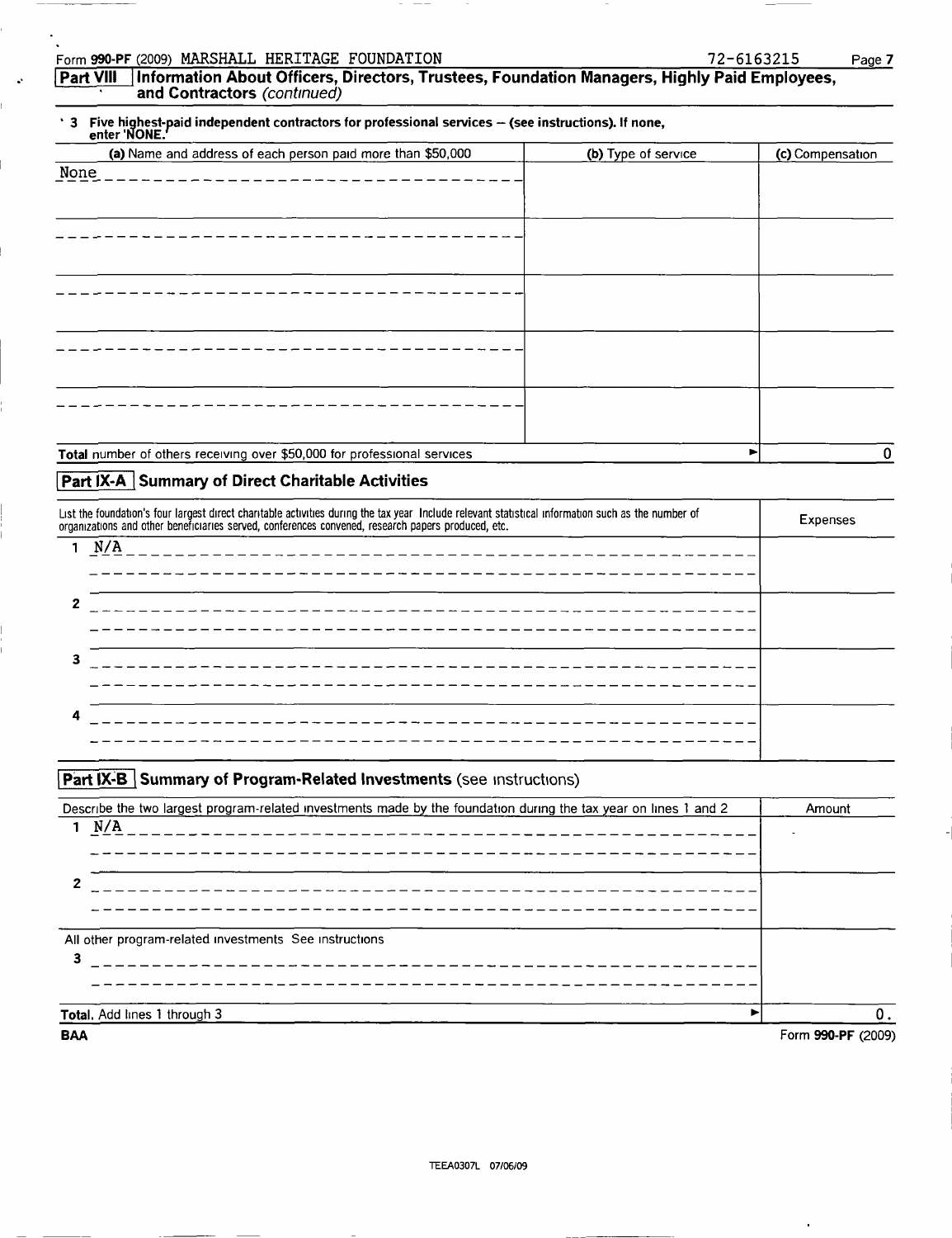Form 990-PF (2009) MARSHALL HERITAGE FOUNDATION 72-6163215

**Part VIII | Information About Officers, Directors, Trustees, Foundation Managers, Highly Paid Employees, and Contractors** *(continued)*

**3 Five highest-paid independent contractors for professional services — (see instructions). If none, enter 'NONE.'**

| (a) Name and address of each person paid more than $50,000 | (b) Type of service | (c) Compensation |
|---|---|---|
| None | | |
| | | |
| | | |
| | | |
| | | |
| Total number of others receiving over $50,000 for professional services ► | | 0 |

**Part IX-A | Summary of Direct Charitable Activities**

| List the foundation's four largest direct charitable activities during the tax year. Include relevant statistical information such as the number of organizations and other beneficiaries served, conferences convened, research papers produced, etc. | Expenses |
|---|---|
| 1 N/A | |
| 2 | |
| 3 | |
| 4 | |

**Part IX-B | Summary of Program-Related Investments** (see instructions)

| Describe the two largest program-related investments made by the foundation during the tax year on lines 1 and 2 | Amount |
|---|---|
| 1 N/A | - |
| 2 | |
| All other program-related investments. See instructions | |
| 3 | |
| **Total.** Add lines 1 through 3 ► | 0. |

BAA Form 990-PF (2009)

TEEA0307L 07/06/09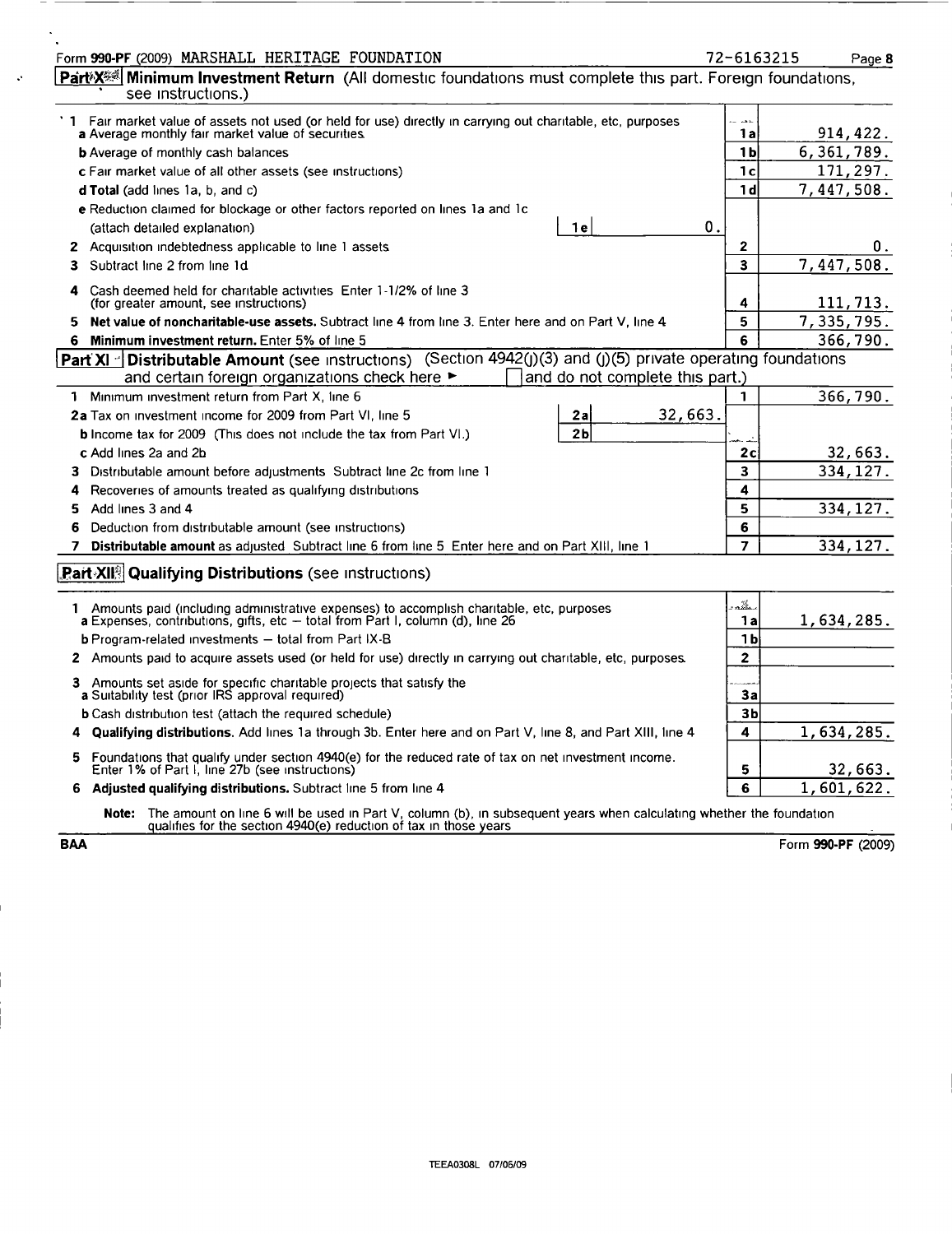Form 990-PF (2009) MARSHALL HERITAGE FOUNDATION 72-6163215

## Part X Minimum Investment Return (All domestic foundations must complete this part. Foreign foundations, see instructions.)

| | | | |
|---|---|---|---|
| 1 | Fair market value of assets not used (or held for use) directly in carrying out charitable, etc, purposes | | |
| | a Average monthly fair market value of securities | 1a | 914,422. |
| | b Average of monthly cash balances | 1b | 6,361,789. |
| | c Fair market value of all other assets (see instructions) | 1c | 171,297. |
| | d Total (add lines 1a, b, and c) | 1d | 7,447,508. |
| | e Reduction claimed for blockage or other factors reported on lines 1a and 1c (attach detailed explanation) — 1e: 0. | | |
| 2 | Acquisition indebtedness applicable to line 1 assets | 2 | 0. |
| 3 | Subtract line 2 from line 1d | 3 | 7,447,508. |
| 4 | Cash deemed held for charitable activities Enter 1-1/2% of line 3 (for greater amount, see instructions) | 4 | 111,713. |
| 5 | **Net value of noncharitable-use assets.** Subtract line 4 from line 3. Enter here and on Part V, line 4 | 5 | 7,335,795. |
| 6 | **Minimum investment return.** Enter 5% of line 5 | 6 | 366,790. |

## Part XI Distributable Amount (see instructions) (Section 4942(j)(3) and (j)(5) private operating foundations and certain foreign organizations check here ► ☐ and do not complete this part.)

| | | | |
|---|---|---|---|
| 1 | Minimum investment return from Part X, line 6 | 1 | 366,790. |
| 2a | Tax on investment income for 2009 from Part VI, line 5 — 2a: 32,663. | | |
| b | Income tax for 2009 (This does not include the tax from Part VI.) — 2b | | |
| c | Add lines 2a and 2b | 2c | 32,663. |
| 3 | Distributable amount before adjustments Subtract line 2c from line 1 | 3 | 334,127. |
| 4 | Recoveries of amounts treated as qualifying distributions | 4 | |
| 5 | Add lines 3 and 4 | 5 | 334,127. |
| 6 | Deduction from distributable amount (see instructions) | 6 | |
| 7 | **Distributable amount** as adjusted Subtract line 6 from line 5 Enter here and on Part XIII, line 1 | 7 | 334,127. |

## Part XII Qualifying Distributions (see instructions)

| | | | |
|---|---|---|---|
| 1 | Amounts paid (including administrative expenses) to accomplish charitable, etc, purposes | | |
| | a Expenses, contributions, gifts, etc — total from Part I, column (d), line 26 | 1a | 1,634,285. |
| | b Program-related investments — total from Part IX-B | 1b | |
| 2 | Amounts paid to acquire assets used (or held for use) directly in carrying out charitable, etc, purposes | 2 | |
| 3 | Amounts set aside for specific charitable projects that satisfy the | | |
| | a Suitability test (prior IRS approval required) | 3a | |
| | b Cash distribution test (attach the required schedule) | 3b | |
| 4 | **Qualifying distributions.** Add lines 1a through 3b. Enter here and on Part V, line 8, and Part XIII, line 4 | 4 | 1,634,285. |
| 5 | Foundations that qualify under section 4940(e) for the reduced rate of tax on net investment income. Enter 1% of Part I, line 27b (see instructions) | 5 | 32,663. |
| 6 | **Adjusted qualifying distributions.** Subtract line 5 from line 4 | 6 | 1,601,622. |

**Note:** The amount on line 6 will be used in Part V, column (b), in subsequent years when calculating whether the foundation qualifies for the section 4940(e) reduction of tax in those years

BAA Form 990-PF (2009)

TEEA0308L 07/06/09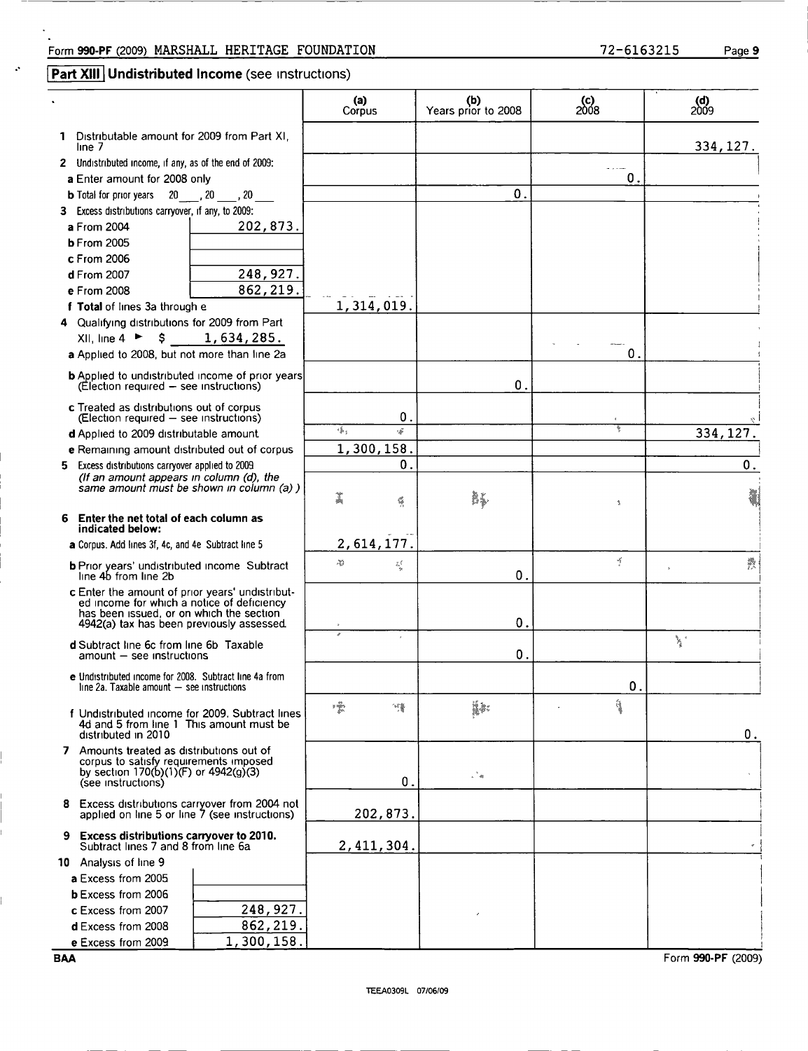Form **990-PF** (2009) MARSHALL HERITAGE FOUNDATION 72-6163215 Page **9**

## Part XIII Undistributed Income (see instructions)

| | (a) Corpus | (b) Years prior to 2008 | (c) 2008 | (d) 2009 |
|---|---|---|---|---|
| **1** Distributable amount for 2009 from Part XI, line 7 | | | | 334,127. |
| **2** Undistributed income, if any, as of the end of 2009: | | | | |
| **a** Enter amount for 2008 only | | | 0. | |
| **b** Total for prior years 20___, 20___, 20___ | | 0. | | |
| **3** Excess distributions carryover, if any, to 2009: | | | | |
| **a** From 2004 — 202,873. | | | | |
| **b** From 2005 | | | | |
| **c** From 2006 | | | | |
| **d** From 2007 — 248,927. | | | | |
| **e** From 2008 — 862,219. | | | | |
| **f Total** of lines 3a through e | 1,314,019. | | | |
| **4** Qualifying distributions for 2009 from Part XII, line 4 ► $ 1,634,285. | | | | |
| **a** Applied to 2008, but not more than line 2a | | | 0. | |
| **b** Applied to undistributed income of prior years (Election required – see instructions) | | 0. | | |
| **c** Treated as distributions out of corpus (Election required – see instructions) | 0. | | | |
| **d** Applied to 2009 distributable amount | | | | 334,127. |
| **e** Remaining amount distributed out of corpus | 1,300,158. | | | |
| **5** Excess distributions carryover applied to 2009 (*If an amount appears in column (d), the same amount must be shown in column (a).*) | 0. | | | 0. |
| **6 Enter the net total of each column as indicated below:** | | | | |
| **a** Corpus. Add lines 3f, 4c, and 4e Subtract line 5 | 2,614,177. | | | |
| **b** Prior years' undistributed income Subtract line 4b from line 2b | | 0. | | |
| **c** Enter the amount of prior years' undistributed income for which a notice of deficiency has been issued, or on which the section 4942(a) tax has been previously assessed | | 0. | | |
| **d** Subtract line 6c from line 6b Taxable amount – see instructions | | 0. | | |
| **e** Undistributed income for 2008. Subtract line 4a from line 2a. Taxable amount – see instructions | | | 0. | |
| **f** Undistributed income for 2009. Subtract lines 4d and 5 from line 1 This amount must be distributed in 2010 | | | | 0. |
| **7** Amounts treated as distributions out of corpus to satisfy requirements imposed by section 170(b)(1)(F) or 4942(g)(3) (see instructions) | 0. | | | |
| **8** Excess distributions carryover from 2004 not applied on line 5 or line 7 (see instructions) | 202,873. | | | |
| **9 Excess distributions carryover to 2010.** Subtract lines 7 and 8 from line 6a | 2,411,304. | | | |
| **10** Analysis of line 9 | | | | |
| **a** Excess from 2005 | | | | |
| **b** Excess from 2006 | | | | |
| **c** Excess from 2007 — 248,927. | | | | |
| **d** Excess from 2008 — 862,219. | | | | |
| **e** Excess from 2009 — 1,300,158. | | | | |

BAA Form **990-PF** (2009)

TEEA0309L 07/06/09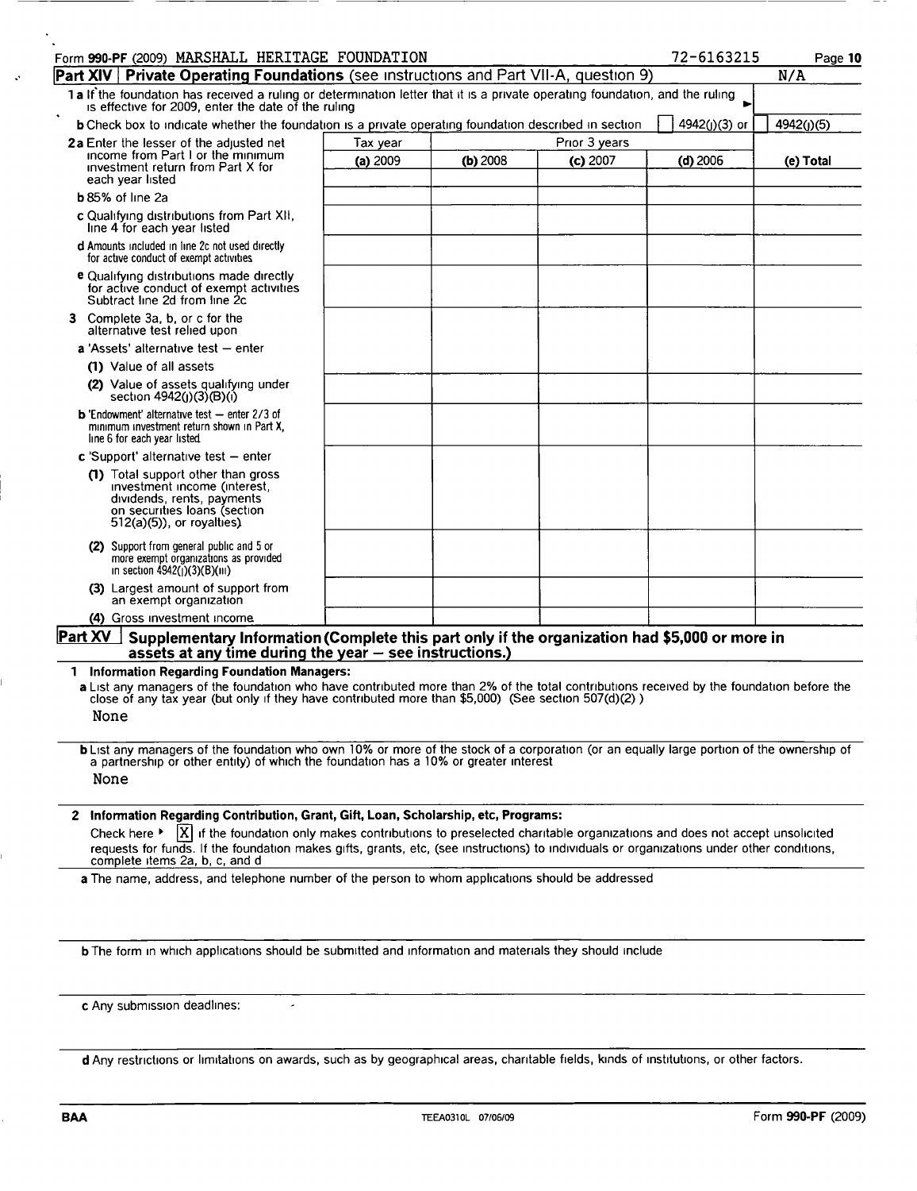Form **990-PF** (2009) MARSHALL HERITAGE FOUNDATION 72-6163215

## Part XIV | Private Operating Foundations (see instructions and Part VII-A, question 9) N/A

**1 a** If the foundation has received a ruling or determination letter that it is a private operating foundation, and the ruling is effective for 2009, enter the date of the ruling ►

**b** Check box to indicate whether the foundation is a private operating foundation described in section [ ] 4942(j)(3) or [ ] 4942(j)(5)

| | Tax year | Prior 3 years | | | |
|---|---|---|---|---|---|
| | **(a)** 2009 | **(b)** 2008 | **(c)** 2007 | **(d)** 2006 | **(e) Total** |
| **2a** Enter the lesser of the adjusted net income from Part I or the minimum investment return from Part X for each year listed | | | | | |
| **b** 85% of line 2a | | | | | |
| **c** Qualifying distributions from Part XII, line 4 for each year listed | | | | | |
| **d** Amounts included in line 2c not used directly for active conduct of exempt activities | | | | | |
| **e** Qualifying distributions made directly for active conduct of exempt activities Subtract line 2d from line 2c | | | | | |
| **3** Complete 3a, b, or c for the alternative test relied upon | | | | | |
| **a** 'Assets' alternative test — enter | | | | | |
| **(1)** Value of all assets | | | | | |
| **(2)** Value of assets qualifying under section 4942(j)(3)(B)(i) | | | | | |
| **b** 'Endowment' alternative test — enter 2/3 of minimum investment return shown in Part X, line 6 for each year listed | | | | | |
| **c** 'Support' alternative test — enter | | | | | |
| **(1)** Total support other than gross investment income (interest, dividends, rents, payments on securities loans (section 512(a)(5)), or royalties) | | | | | |
| **(2)** Support from general public and 5 or more exempt organizations as provided in section 4942(j)(3)(B)(iii) | | | | | |
| **(3)** Largest amount of support from an exempt organization | | | | | |
| **(4)** Gross investment income | | | | | |

## Part XV | Supplementary Information (Complete this part only if the organization had $5,000 or more in assets at any time during the year — see instructions.)

**1 Information Regarding Foundation Managers:**

**a** List any managers of the foundation who have contributed more than 2% of the total contributions received by the foundation before the close of any tax year (but only if they have contributed more than $5,000) (See section 507(d)(2) )

None

**b** List any managers of the foundation who own 10% or more of the stock of a corporation (or an equally large portion of the ownership of a partnership or other entity) of which the foundation has a 10% or greater interest

None

**2 Information Regarding Contribution, Grant, Gift, Loan, Scholarship, etc, Programs:**

Check here ► [X] if the foundation only makes contributions to preselected charitable organizations and does not accept unsolicited requests for funds. If the foundation makes gifts, grants, etc, (see instructions) to individuals or organizations under other conditions, complete items 2a, b, c, and d

**a** The name, address, and telephone number of the person to whom applications should be addressed

**b** The form in which applications should be submitted and information and materials they should include

**c** Any submission deadlines:

**d** Any restrictions or limitations on awards, such as by geographical areas, charitable fields, kinds of institutions, or other factors.

BAA TEEA0310L 07/06/09 Form **990-PF** (2009)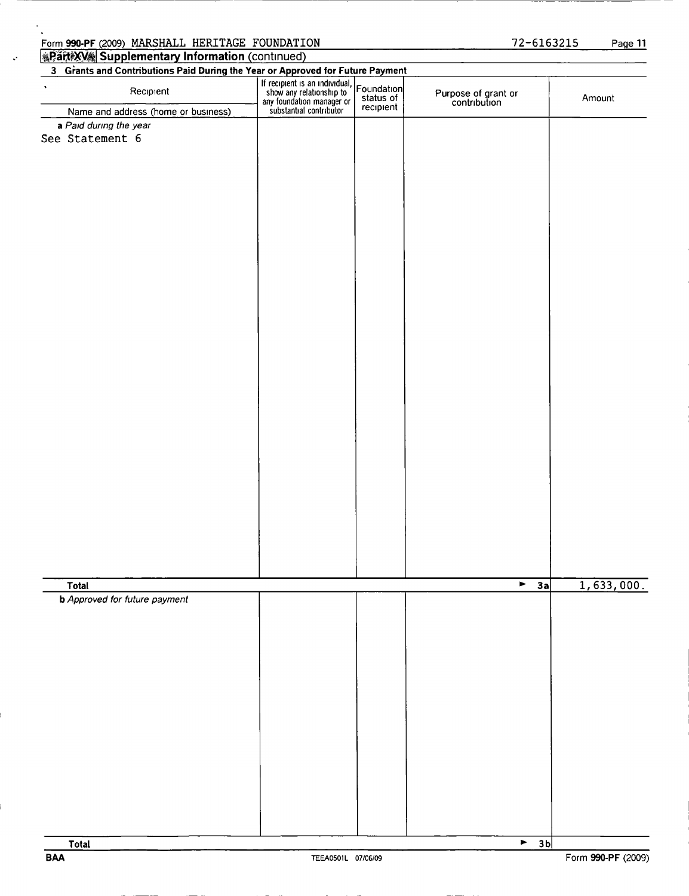Form **990-PF** (2009) MARSHALL HERITAGE FOUNDATION 72-6163215

**Part XV Supplementary Information** (continued)

**3 Grants and Contributions Paid During the Year or Approved for Future Payment**

| Recipient<br>Name and address (home or business) | If recipient is an individual, show any relationship to any foundation manager or substantial contributor | Foundation status of recipient | Purpose of grant or contribution | Amount |
|---|---|---|---|---|
| *a Paid during the year* | | | | |
| See Statement 6 | | | | |
| **Total** | | | ► **3a** | 1,633,000. |
| ***b** Approved for future payment* | | | | |
| **Total** | | | ► **3b** | |

**BAA** TEEA0501L 07/06/09 Form **990-PF** (2009)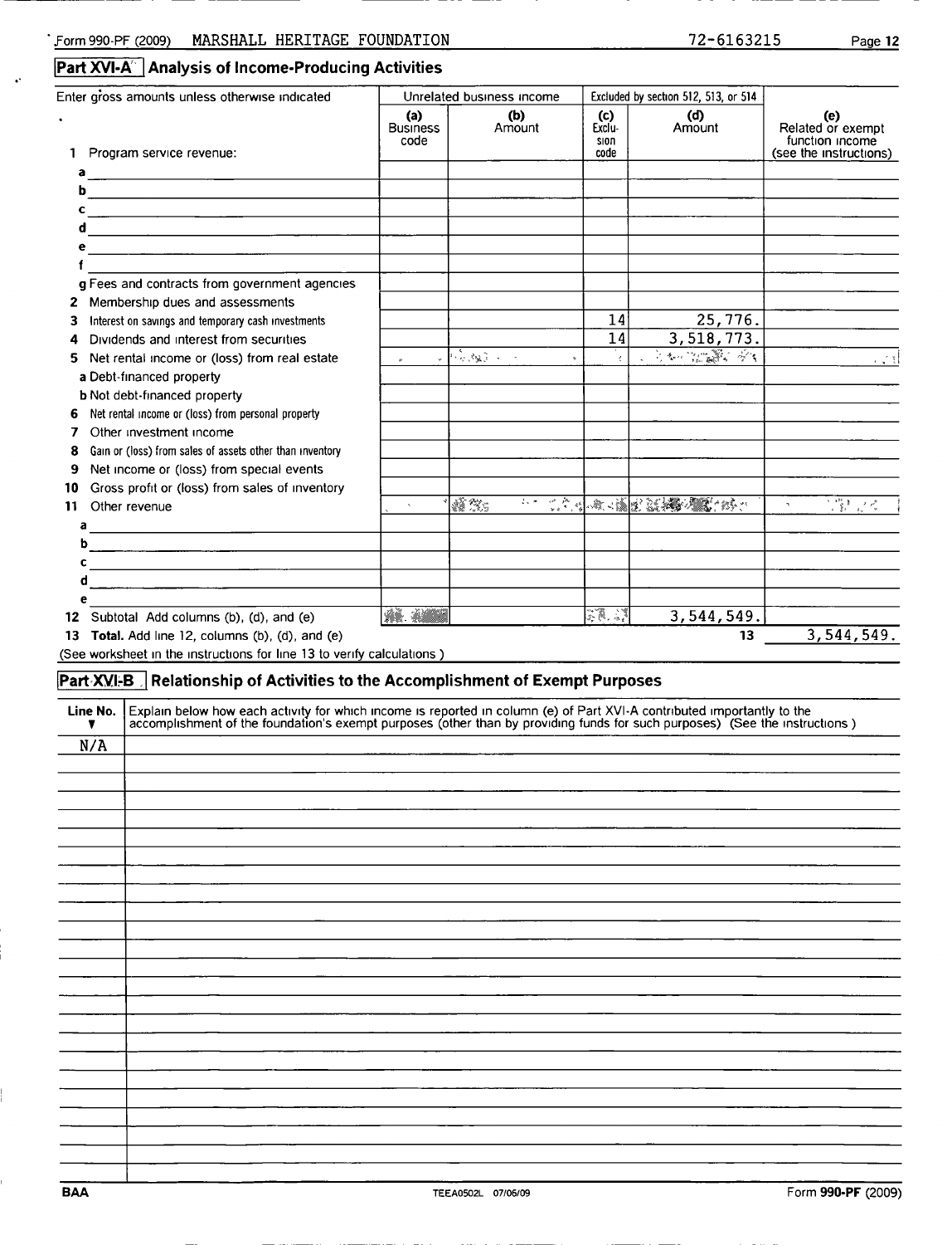Form 990-PF (2009) MARSHALL HERITAGE FOUNDATION 72-6163215

## Part XVI-A Analysis of Income-Producing Activities

| Enter gross amounts unless otherwise indicated | Unrelated business income | | Excluded by section 512, 513, or 514 | | |
|---|---|---|---|---|---|
| | (a) Business code | (b) Amount | (c) Exclusion code | (d) Amount | (e) Related or exempt function income (see the instructions) |
| 1 Program service revenue: | | | | | |
| a | | | | | |
| b | | | | | |
| c | | | | | |
| d | | | | | |
| e | | | | | |
| f | | | | | |
| g Fees and contracts from government agencies | | | | | |
| 2 Membership dues and assessments | | | | | |
| 3 Interest on savings and temporary cash investments | | | 14 | 25,776. | |
| 4 Dividends and interest from securities | | | 14 | 3,518,773. | |
| 5 Net rental income or (loss) from real estate | | | | | |
| a Debt-financed property | | | | | |
| b Not debt-financed property | | | | | |
| 6 Net rental income or (loss) from personal property | | | | | |
| 7 Other investment income | | | | | |
| 8 Gain or (loss) from sales of assets other than inventory | | | | | |
| 9 Net income or (loss) from special events | | | | | |
| 10 Gross profit or (loss) from sales of inventory | | | | | |
| 11 Other revenue | | | | | |
| a | | | | | |
| b | | | | | |
| c | | | | | |
| d | | | | | |
| e | | | | | |
| 12 Subtotal Add columns (b), (d), and (e) | | | | 3,544,549. | |

13 **Total.** Add line 12, columns (b), (d), and (e) ..... 13 3,544,549.

(See worksheet in the instructions for line 13 to verify calculations)

## Part XVI-B Relationship of Activities to the Accomplishment of Exempt Purposes

| Line No. | Explain below how each activity for which income is reported in column (e) of Part XVI-A contributed importantly to the accomplishment of the foundation's exempt purposes (other than by providing funds for such purposes) (See the instructions) |
|---|---|
| N/A | |

BAA TEEA0502L 07/06/09 Form **990-PF** (2009)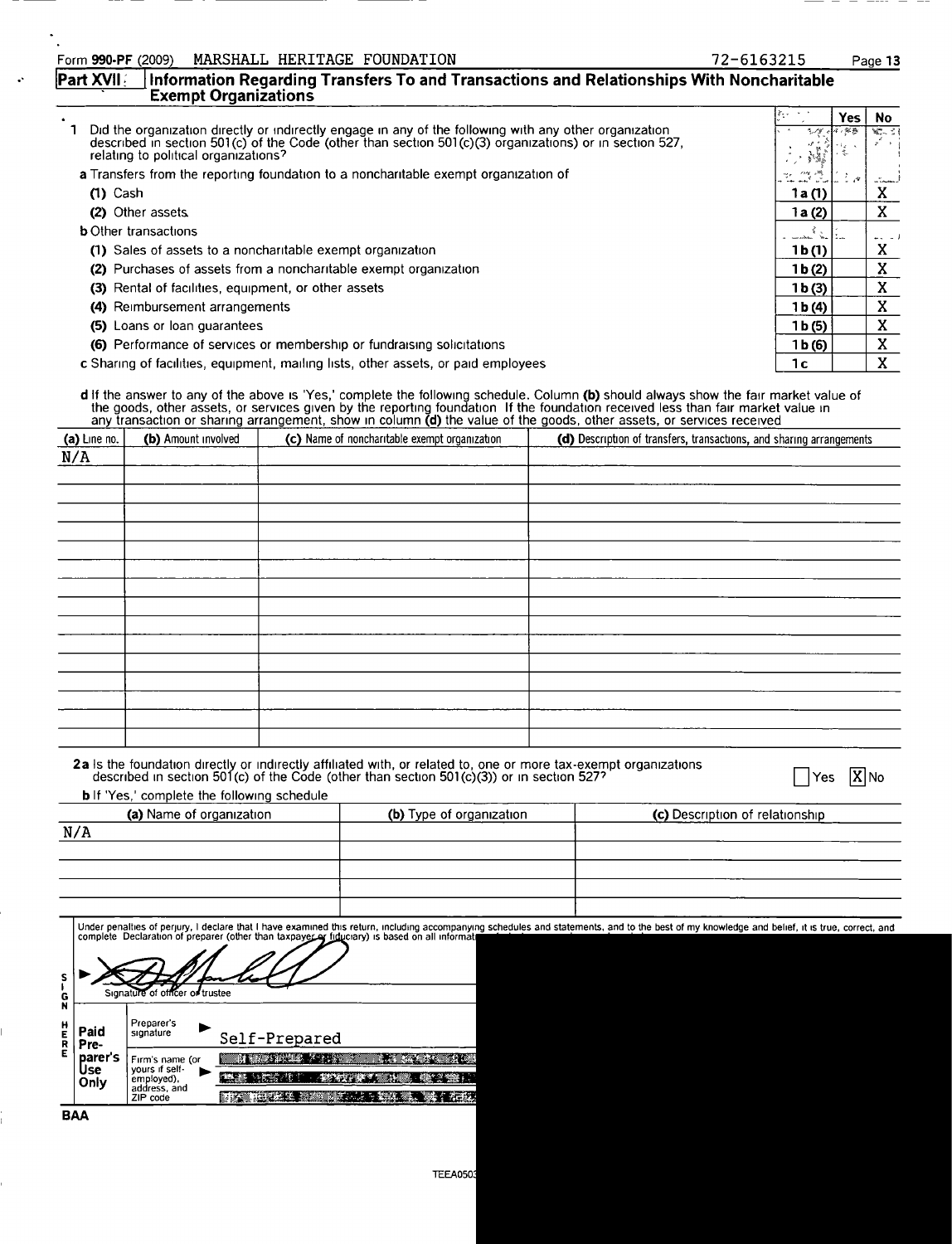Form **990-PF** (2009) MARSHALL HERITAGE FOUNDATION 72-6163215

## Part XVII Information Regarding Transfers To and Transactions and Relationships With Noncharitable Exempt Organizations

| | | Yes | No |
|---|---|---|---|
| **1** Did the organization directly or indirectly engage in any of the following with any other organization described in section 501(c) of the Code (other than section 501(c)(3) organizations) or in section 527, relating to political organizations? | | | |
| **a** Transfers from the reporting foundation to a noncharitable exempt organization of | | | |
| **(1)** Cash | **1a(1)** | | X |
| **(2)** Other assets | **1a(2)** | | X |
| **b** Other transactions | | | |
| **(1)** Sales of assets to a noncharitable exempt organization | **1b(1)** | | X |
| **(2)** Purchases of assets from a noncharitable exempt organization | **1b(2)** | | X |
| **(3)** Rental of facilities, equipment, or other assets | **1b(3)** | | X |
| **(4)** Reimbursement arrangements | **1b(4)** | | X |
| **(5)** Loans or loan guarantees | **1b(5)** | | X |
| **(6)** Performance of services or membership or fundraising solicitations | **1b(6)** | | X |
| **c** Sharing of facilities, equipment, mailing lists, other assets, or paid employees | **1c** | | X |

**d** If the answer to any of the above is 'Yes,' complete the following schedule. Column **(b)** should always show the fair market value of the goods, other assets, or services given by the reporting foundation If the foundation received less than fair market value in any transaction or sharing arrangement, show in column **(d)** the value of the goods, other assets, or services received

| (a) Line no. | (b) Amount involved | (c) Name of noncharitable exempt organization | (d) Description of transfers, transactions, and sharing arrangements |
|---|---|---|---|
| N/A | | | |

**2a** Is the foundation directly or indirectly affiliated with, or related to, one or more tax-exempt organizations described in section 501(c) of the Code (other than section 501(c)(3)) or in section 527? ☐ Yes ☒ No

**b** If 'Yes,' complete the following schedule

| (a) Name of organization | (b) Type of organization | (c) Description of relationship |
|---|---|---|
| N/A | | |

Under penalties of perjury, I declare that I have examined this return, including accompanying schedules and statements, and to the best of my knowledge and belief, it is true, correct, and complete Declaration of preparer (other than taxpayer or fiduciary) is based on all informat

**SIGN HERE**

▶ [Signature] Signature of officer or trustee

**Paid Preparer's Use Only**

Preparer's signature ▶ Self-Prepared

Firm's name (or yours if self-employed), address, and ZIP code ▶

BAA

TEEA050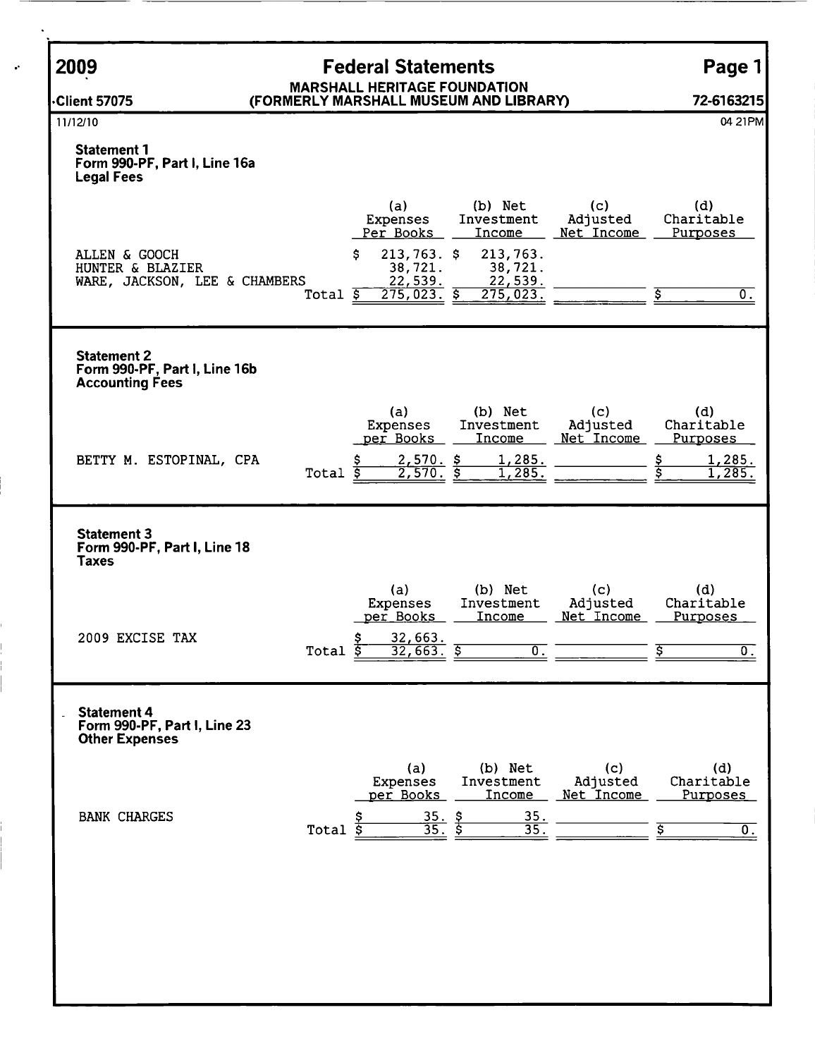# 2009 Federal Statements

**MARSHALL HERITAGE FOUNDATION**
**(FORMERLY MARSHALL MUSEUM AND LIBRARY)**

Client 57075 | 72-6163215

11/12/10 | 04 21PM

### Statement 1
**Form 990-PF, Part I, Line 16a**
**Legal Fees**

| | (a) Expenses Per Books | (b) Net Investment Income | (c) Adjusted Net Income | (d) Charitable Purposes |
|---|---|---|---|---|
| ALLEN & GOOCH | $ 213,763. | $ 213,763. | | |
| HUNTER & BLAZIER | 38,721. | 38,721. | | |
| WARE, JACKSON, LEE & CHAMBERS | 22,539. | 22,539. | | |
| Total | $ 275,023. | $ 275,023. | | $ 0. |

### Statement 2
**Form 990-PF, Part I, Line 16b**
**Accounting Fees**

| | (a) Expenses per Books | (b) Net Investment Income | (c) Adjusted Net Income | (d) Charitable Purposes |
|---|---|---|---|---|
| BETTY M. ESTOPINAL, CPA | $ 2,570. | $ 1,285. | | $ 1,285. |
| Total | $ 2,570. | $ 1,285. | | $ 1,285. |

### Statement 3
**Form 990-PF, Part I, Line 18**
**Taxes**

| | (a) Expenses per Books | (b) Net Investment Income | (c) Adjusted Net Income | (d) Charitable Purposes |
|---|---|---|---|---|
| 2009 EXCISE TAX | $ 32,663. | | | |
| Total | $ 32,663. | $ 0. | | $ 0. |

### Statement 4
**Form 990-PF, Part I, Line 23**
**Other Expenses**

| | (a) Expenses per Books | (b) Net Investment Income | (c) Adjusted Net Income | (d) Charitable Purposes |
|---|---|---|---|---|
| BANK CHARGES | $ 35. | $ 35. | | |
| Total | $ 35. | $ 35. | | $ 0. |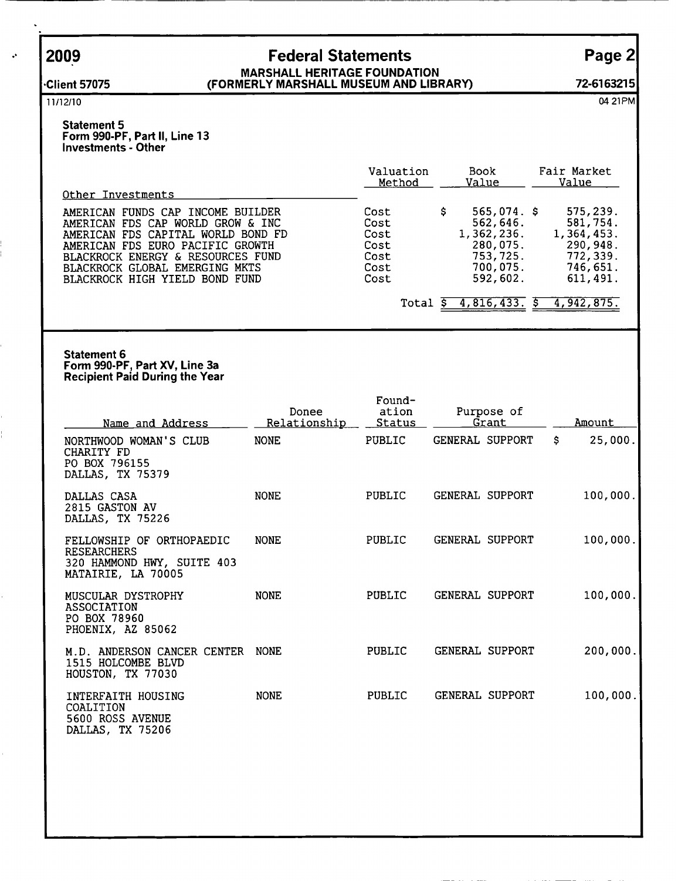# 2009 Federal Statements

**MARSHALL HERITAGE FOUNDATION**
**(FORMERLY MARSHALL MUSEUM AND LIBRARY)**

Client 57075 — 72-6163215

11/12/10 — 04 21PM

### Statement 5
**Form 990-PF, Part II, Line 13**
**Investments - Other**

| Other Investments | Valuation Method | Book Value | Fair Market Value |
|---|---|---|---|
| AMERICAN FUNDS CAP INCOME BUILDER | Cost | $ 565,074. | $ 575,239. |
| AMERICAN FDS CAP WORLD GROW & INC | Cost | 562,646. | 581,754. |
| AMERICAN FDS CAPITAL WORLD BOND FD | Cost | 1,362,236. | 1,364,453. |
| AMERICAN FDS EURO PACIFIC GROWTH | Cost | 280,075. | 290,948. |
| BLACKROCK ENERGY & RESOURCES FUND | Cost | 753,725. | 772,339. |
| BLACKROCK GLOBAL EMERGING MKTS | Cost | 700,075. | 746,651. |
| BLACKROCK HIGH YIELD BOND FUND | Cost | 592,602. | 611,491. |
| | Total | $ 4,816,433. | $ 4,942,875. |

### Statement 6
**Form 990-PF, Part XV, Line 3a**
**Recipient Paid During the Year**

| Name and Address | Donee Relationship | Foundation Status | Purpose of Grant | Amount |
|---|---|---|---|---|
| NORTHWOOD WOMAN'S CLUB CHARITY FD<br>PO BOX 796155<br>DALLAS, TX 75379 | NONE | PUBLIC | GENERAL SUPPORT | $ 25,000. |
| DALLAS CASA<br>2815 GASTON AV<br>DALLAS, TX 75226 | NONE | PUBLIC | GENERAL SUPPORT | 100,000. |
| FELLOWSHIP OF ORTHOPAEDIC RESEARCHERS<br>320 HAMMOND HWY, SUITE 403<br>MATAIRIE, LA 70005 | NONE | PUBLIC | GENERAL SUPPORT | 100,000. |
| MUSCULAR DYSTROPHY ASSOCIATION<br>PO BOX 78960<br>PHOENIX, AZ 85062 | NONE | PUBLIC | GENERAL SUPPORT | 100,000. |
| M.D. ANDERSON CANCER CENTER<br>1515 HOLCOMBE BLVD<br>HOUSTON, TX 77030 | NONE | PUBLIC | GENERAL SUPPORT | 200,000. |
| INTERFAITH HOUSING COALITION<br>5600 ROSS AVENUE<br>DALLAS, TX 75206 | NONE | PUBLIC | GENERAL SUPPORT | 100,000. |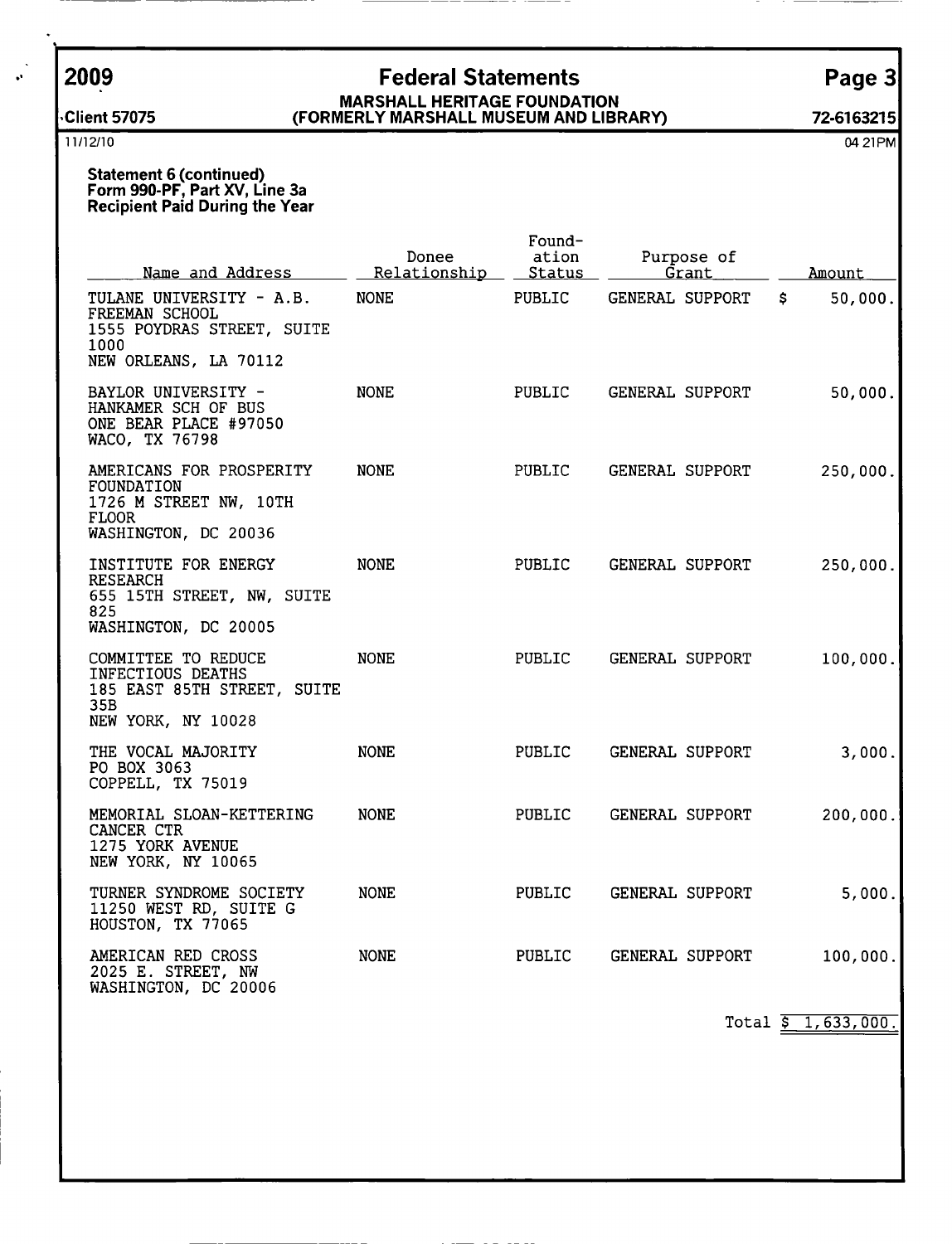## 2009 Federal Statements

**MARSHALL HERITAGE FOUNDATION**
**(FORMERLY MARSHALL MUSEUM AND LIBRARY)**

Client 57075 — 72-6163215

11/12/10 — 04 21PM

**Statement 6 (continued)**
**Form 990-PF, Part XV, Line 3a**
**Recipient Paid During the Year**

| Name and Address | Donee Relationship | Foundation Status | Purpose of Grant | Amount |
|---|---|---|---|---|
| TULANE UNIVERSITY - A.B. FREEMAN SCHOOL<br>1555 POYDRAS STREET, SUITE 1000<br>NEW ORLEANS, LA 70112 | NONE | PUBLIC | GENERAL SUPPORT | $ 50,000. |
| BAYLOR UNIVERSITY - HANKAMER SCH OF BUS<br>ONE BEAR PLACE #97050<br>WACO, TX 76798 | NONE | PUBLIC | GENERAL SUPPORT | 50,000. |
| AMERICANS FOR PROSPERITY FOUNDATION<br>1726 M STREET NW, 10TH FLOOR<br>WASHINGTON, DC 20036 | NONE | PUBLIC | GENERAL SUPPORT | 250,000. |
| INSTITUTE FOR ENERGY RESEARCH<br>655 15TH STREET, NW, SUITE 825<br>WASHINGTON, DC 20005 | NONE | PUBLIC | GENERAL SUPPORT | 250,000. |
| COMMITTEE TO REDUCE INFECTIOUS DEATHS<br>185 EAST 85TH STREET, SUITE 35B<br>NEW YORK, NY 10028 | NONE | PUBLIC | GENERAL SUPPORT | 100,000. |
| THE VOCAL MAJORITY<br>PO BOX 3063<br>COPPELL, TX 75019 | NONE | PUBLIC | GENERAL SUPPORT | 3,000. |
| MEMORIAL SLOAN-KETTERING CANCER CTR<br>1275 YORK AVENUE<br>NEW YORK, NY 10065 | NONE | PUBLIC | GENERAL SUPPORT | 200,000. |
| TURNER SYNDROME SOCIETY<br>11250 WEST RD, SUITE G<br>HOUSTON, TX 77065 | NONE | PUBLIC | GENERAL SUPPORT | 5,000. |
| AMERICAN RED CROSS<br>2025 E. STREET, NW<br>WASHINGTON, DC 20006 | NONE | PUBLIC | GENERAL SUPPORT | 100,000. |
| | | | Total | $ 1,633,000. |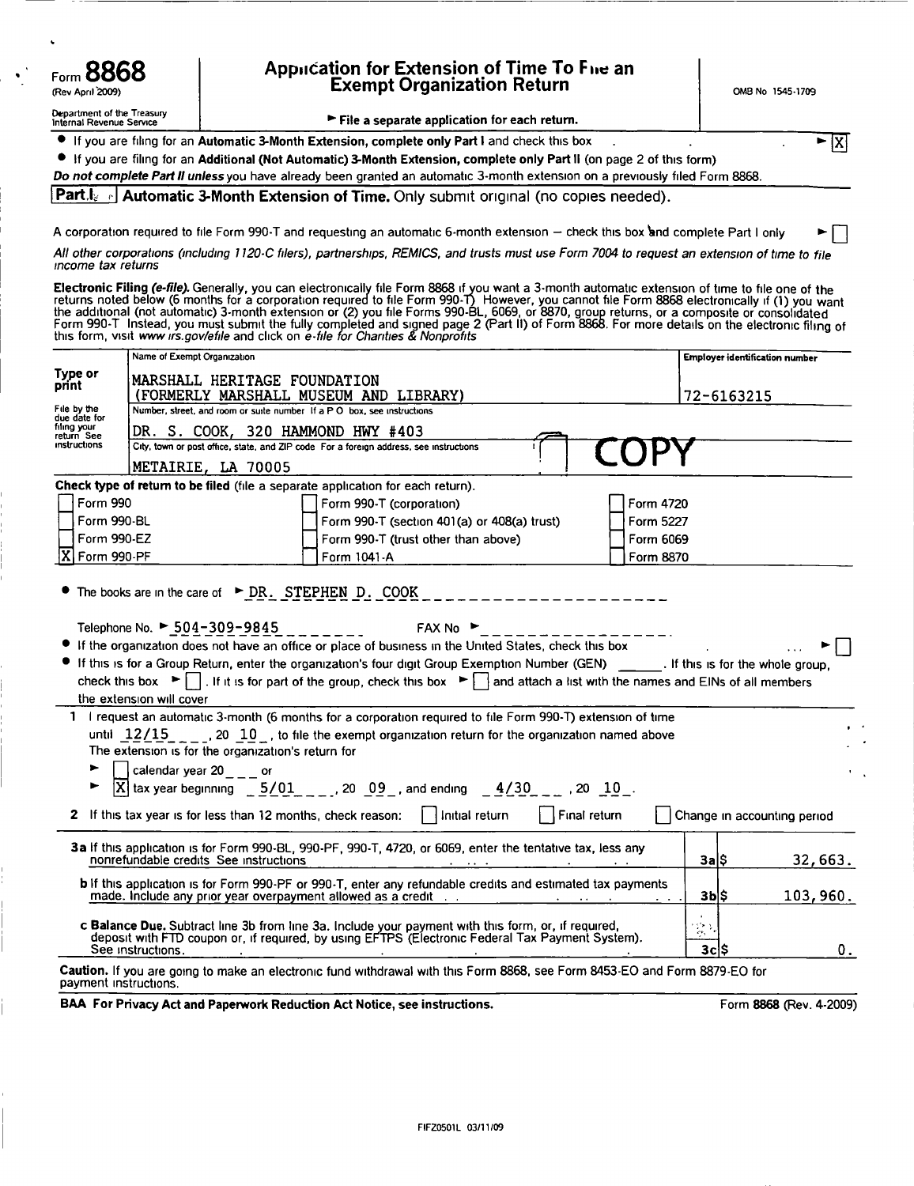Form **8868**
(Rev April 2009)

Department of the Treasury
Internal Revenue Service

# Application for Extension of Time To File an Exempt Organization Return

OMB No 1545-1709

► File a separate application for each return.

- If you are filing for an **Automatic 3-Month Extension, complete only Part I** and check this box ► [X]
- If you are filing for an **Additional (Not Automatic) 3-Month Extension, complete only Part II** (on page 2 of this form)

***Do not complete Part II unless*** you have already been granted an automatic 3-month extension on a previously filed Form 8868.

## Part I Automatic 3-Month Extension of Time. Only submit original (no copies needed).

A corporation required to file Form 990-T and requesting an automatic 6-month extension — check this box and complete Part I only ► [ ]

*All other corporations (including 1120-C filers), partnerships, REMICS, and trusts must use Form 7004 to request an extension of time to file income tax returns*

**Electronic Filing (*e-file*).** Generally, you can electronically file Form 8868 if you want a 3-month automatic extension of time to file one of the returns noted below (6 months for a corporation required to file Form 990-T) However, you cannot file Form 8868 electronically if (1) you want the additional (not automatic) 3-month extension or (2) you file Forms 990-BL, 6069, or 8870, group returns, or a composite or consolidated Form 990-T Instead, you must submit the fully completed and signed page 2 (Part II) of Form 8868. For more details on the electronic filing of this form, visit *www irs.gov/efile* and click on *e-file for Charities & Nonprofits*

| | | |
|---|---|---|
| **Type or print** | Name of Exempt Organization<br>MARSHALL HERITAGE FOUNDATION<br>(FORMERLY MARSHALL MUSEUM AND LIBRARY) | **Employer identification number**<br>72-6163215 |
| File by the due date for filing your return See instructions | Number, street, and room or suite number If a P O box, see instructions<br>DR. S. COOK, 320 HAMMOND HWY #403 | |
| | City, town or post office, state, and ZIP code For a foreign address, see instructions<br>METAIRIE, LA 70005 | COPY |

**Check type of return to be filed** (file a separate application for each return).

| | | |
|---|---|---|
| [ ] Form 990 | [ ] Form 990-T (corporation) | [ ] Form 4720 |
| [ ] Form 990-BL | [ ] Form 990-T (section 401(a) or 408(a) trust) | [ ] Form 5227 |
| [ ] Form 990-EZ | [ ] Form 990-T (trust other than above) | [ ] Form 6069 |
| [X] Form 990-PF | [ ] Form 1041-A | [ ] Form 8870 |

- The books are in the care of ► DR. STEPHEN D. COOK

Telephone No. ► 504-309-9845 FAX No ►

- If the organization does not have an office or place of business in the United States, check this box ► [ ]
- If this is for a Group Return, enter the organization's four digit Group Exemption Number (GEN) ______. If this is for the whole group, check this box ► [ ]. If it is for part of the group, check this box ► [ ] and attach a list with the names and EINs of all members the extension will cover

**1** I request an automatic 3-month (6 months for a corporation required to file Form 990-T) extension of time until 12/15, 20 10, to file the exempt organization return for the organization named above The extension is for the organization's return for

► [ ] calendar year 20___ or
► [X] tax year beginning 5/01, 20 09, and ending 4/30, 20 10.

**2** If this tax year is for less than 12 months, check reason: [ ] Initial return [ ] Final return [ ] Change in accounting period

| | | |
|---|---|---|
| **3a** If this application is for Form 990-BL, 990-PF, 990-T, 4720, or 6069, enter the tentative tax, less any nonrefundable credits See instructions | **3a** | $ 32,663. |
| **b** If this application is for Form 990-PF or 990-T, enter any refundable credits and estimated tax payments made. Include any prior year overpayment allowed as a credit | **3b** | $ 103,960. |
| **c Balance Due.** Subtract line 3b from line 3a. Include your payment with this form, or, if required, deposit with FTD coupon or, if required, by using EFTPS (Electronic Federal Tax Payment System). See instructions. | **3c** | $ 0. |

**Caution.** If you are going to make an electronic fund withdrawal with this Form 8868, see Form 8453-EO and Form 8879-EO for payment instructions.

**BAA For Privacy Act and Paperwork Reduction Act Notice, see instructions.** Form **8868** (Rev. 4-2009)

FIFZ0501L 03/11/09